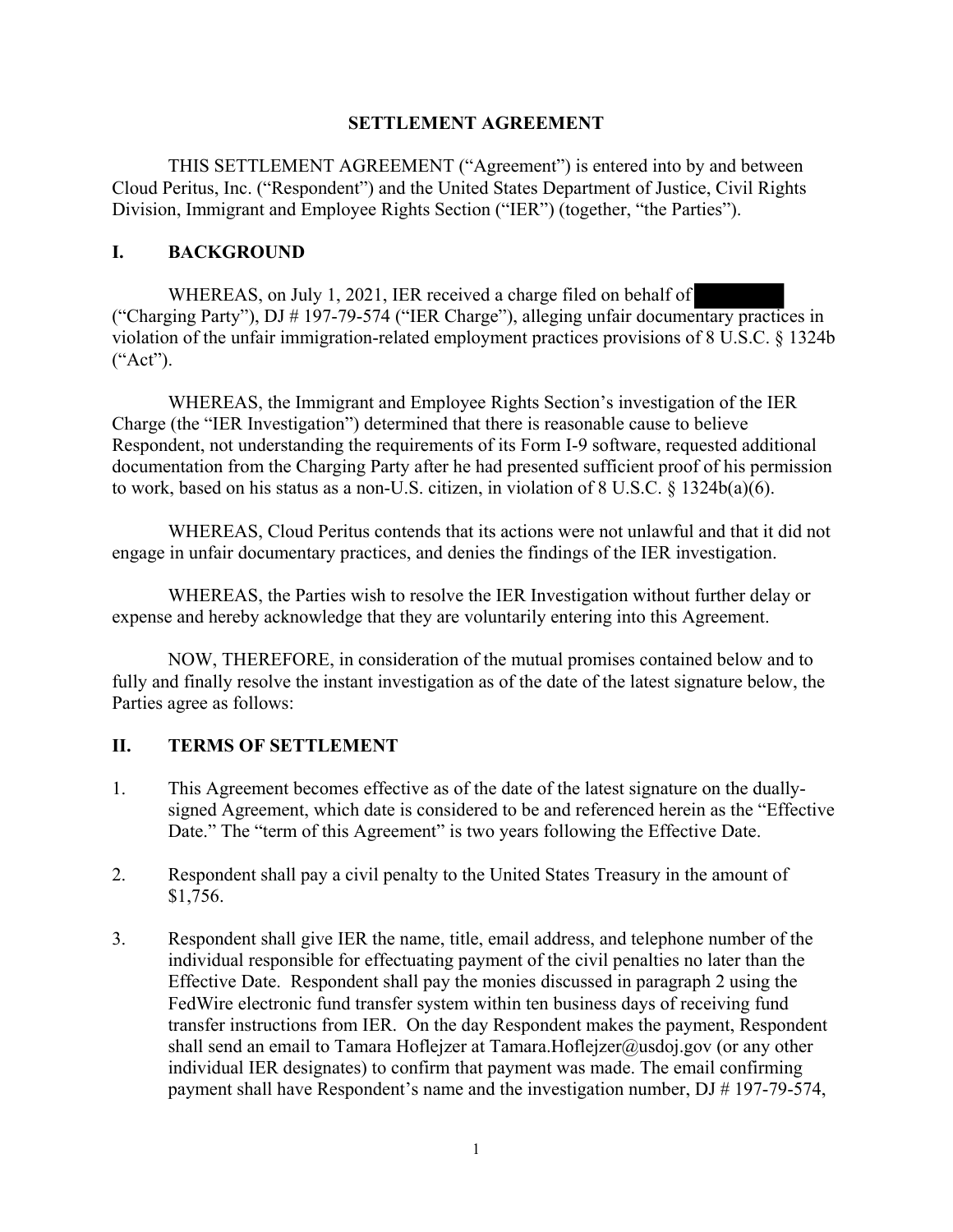# SETTLEMENT AGREEMENT

THIS SETTLEMENT AGREEMENT ("Agreement") is entered into by and between Cloud Peritus, Inc. ("Respondent") and the United States Department of Justice, Civil Rights Division, Immigrant and Employee Rights Section ("IER") (together, "the Parties").

## I. BACKGROUND

WHEREAS, on July 1, 2021, IER received a charge filed on behalf of [REDACTED] ("Charging Party"), DJ # 197-79-574 ("IER Charge"), alleging unfair documentary practices in violation of the unfair immigration-related employment practices provisions of 8 U.S.C. § 1324b ("Act").

WHEREAS, the Immigrant and Employee Rights Section's investigation of the IER Charge (the "IER Investigation") determined that there is reasonable cause to believe Respondent, not understanding the requirements of its Form I-9 software, requested additional documentation from the Charging Party after he had presented sufficient proof of his permission to work, based on his status as a non-U.S. citizen, in violation of 8 U.S.C. § 1324b(a)(6).

WHEREAS, Cloud Peritus contends that its actions were not unlawful and that it did not engage in unfair documentary practices, and denies the findings of the IER investigation.

WHEREAS, the Parties wish to resolve the IER Investigation without further delay or expense and hereby acknowledge that they are voluntarily entering into this Agreement.

NOW, THEREFORE, in consideration of the mutual promises contained below and to fully and finally resolve the instant investigation as of the date of the latest signature below, the Parties agree as follows:

## II. TERMS OF SETTLEMENT

1. This Agreement becomes effective as of the date of the latest signature on the dually-signed Agreement, which date is considered to be and referenced herein as the "Effective Date." The "term of this Agreement" is two years following the Effective Date.

2. Respondent shall pay a civil penalty to the United States Treasury in the amount of $1,756.

3. Respondent shall give IER the name, title, email address, and telephone number of the individual responsible for effectuating payment of the civil penalties no later than the Effective Date. Respondent shall pay the monies discussed in paragraph 2 using the FedWire electronic fund transfer system within ten business days of receiving fund transfer instructions from IER. On the day Respondent makes the payment, Respondent shall send an email to Tamara Hoflejzer at Tamara.Hoflejzer@usdoj.gov (or any other individual IER designates) to confirm that payment was made. The email confirming payment shall have Respondent's name and the investigation number, DJ # 197-79-574,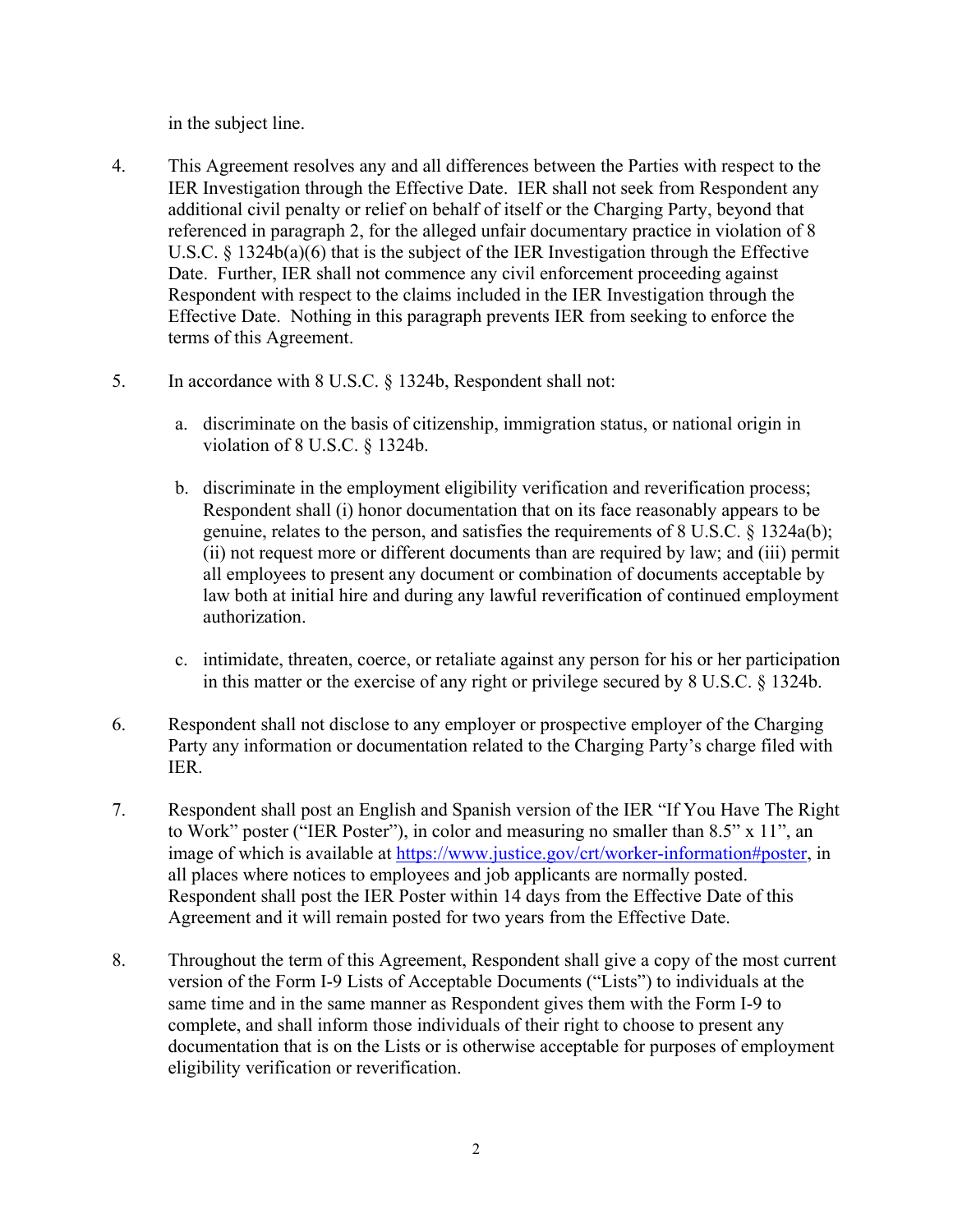in the subject line.

4. This Agreement resolves any and all differences between the Parties with respect to the IER Investigation through the Effective Date. IER shall not seek from Respondent any additional civil penalty or relief on behalf of itself or the Charging Party, beyond that referenced in paragraph 2, for the alleged unfair documentary practice in violation of 8 U.S.C. § 1324b(a)(6) that is the subject of the IER Investigation through the Effective Date. Further, IER shall not commence any civil enforcement proceeding against Respondent with respect to the claims included in the IER Investigation through the Effective Date. Nothing in this paragraph prevents IER from seeking to enforce the terms of this Agreement.

5. In accordance with 8 U.S.C. § 1324b, Respondent shall not:

   a. discriminate on the basis of citizenship, immigration status, or national origin in violation of 8 U.S.C. § 1324b.

   b. discriminate in the employment eligibility verification and reverification process; Respondent shall (i) honor documentation that on its face reasonably appears to be genuine, relates to the person, and satisfies the requirements of 8 U.S.C. § 1324a(b); (ii) not request more or different documents than are required by law; and (iii) permit all employees to present any document or combination of documents acceptable by law both at initial hire and during any lawful reverification of continued employment authorization.

   c. intimidate, threaten, coerce, or retaliate against any person for his or her participation in this matter or the exercise of any right or privilege secured by 8 U.S.C. § 1324b.

6. Respondent shall not disclose to any employer or prospective employer of the Charging Party any information or documentation related to the Charging Party's charge filed with IER.

7. Respondent shall post an English and Spanish version of the IER "If You Have The Right to Work" poster ("IER Poster"), in color and measuring no smaller than 8.5" x 11", an image of which is available at https://www.justice.gov/crt/worker-information#poster, in all places where notices to employees and job applicants are normally posted. Respondent shall post the IER Poster within 14 days from the Effective Date of this Agreement and it will remain posted for two years from the Effective Date.

8. Throughout the term of this Agreement, Respondent shall give a copy of the most current version of the Form I-9 Lists of Acceptable Documents ("Lists") to individuals at the same time and in the same manner as Respondent gives them with the Form I-9 to complete, and shall inform those individuals of their right to choose to present any documentation that is on the Lists or is otherwise acceptable for purposes of employment eligibility verification or reverification.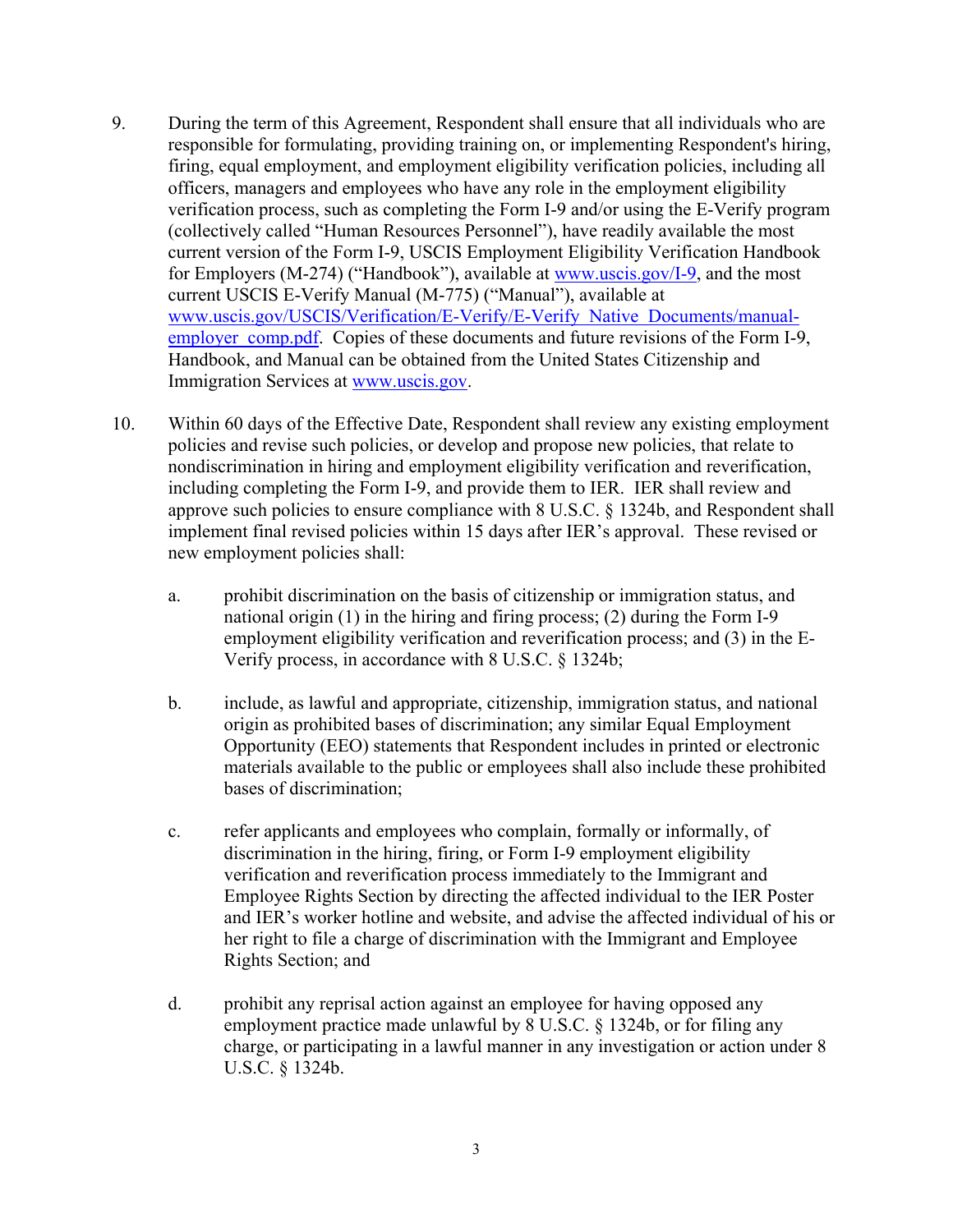9. During the term of this Agreement, Respondent shall ensure that all individuals who are responsible for formulating, providing training on, or implementing Respondent's hiring, firing, equal employment, and employment eligibility verification policies, including all officers, managers and employees who have any role in the employment eligibility verification process, such as completing the Form I-9 and/or using the E-Verify program (collectively called "Human Resources Personnel"), have readily available the most current version of the Form I-9, USCIS Employment Eligibility Verification Handbook for Employers (M-274) ("Handbook"), available at www.uscis.gov/I-9, and the most current USCIS E-Verify Manual (M-775) ("Manual"), available at www.uscis.gov/USCIS/Verification/E-Verify/E-Verify_Native_Documents/manual-employer_comp.pdf. Copies of these documents and future revisions of the Form I-9, Handbook, and Manual can be obtained from the United States Citizenship and Immigration Services at www.uscis.gov.

10. Within 60 days of the Effective Date, Respondent shall review any existing employment policies and revise such policies, or develop and propose new policies, that relate to nondiscrimination in hiring and employment eligibility verification and reverification, including completing the Form I-9, and provide them to IER. IER shall review and approve such policies to ensure compliance with 8 U.S.C. § 1324b, and Respondent shall implement final revised policies within 15 days after IER's approval. These revised or new employment policies shall:

    a. prohibit discrimination on the basis of citizenship or immigration status, and national origin (1) in the hiring and firing process; (2) during the Form I-9 employment eligibility verification and reverification process; and (3) in the E-Verify process, in accordance with 8 U.S.C. § 1324b;

    b. include, as lawful and appropriate, citizenship, immigration status, and national origin as prohibited bases of discrimination; any similar Equal Employment Opportunity (EEO) statements that Respondent includes in printed or electronic materials available to the public or employees shall also include these prohibited bases of discrimination;

    c. refer applicants and employees who complain, formally or informally, of discrimination in the hiring, firing, or Form I-9 employment eligibility verification and reverification process immediately to the Immigrant and Employee Rights Section by directing the affected individual to the IER Poster and IER's worker hotline and website, and advise the affected individual of his or her right to file a charge of discrimination with the Immigrant and Employee Rights Section; and

    d. prohibit any reprisal action against an employee for having opposed any employment practice made unlawful by 8 U.S.C. § 1324b, or for filing any charge, or participating in a lawful manner in any investigation or action under 8 U.S.C. § 1324b.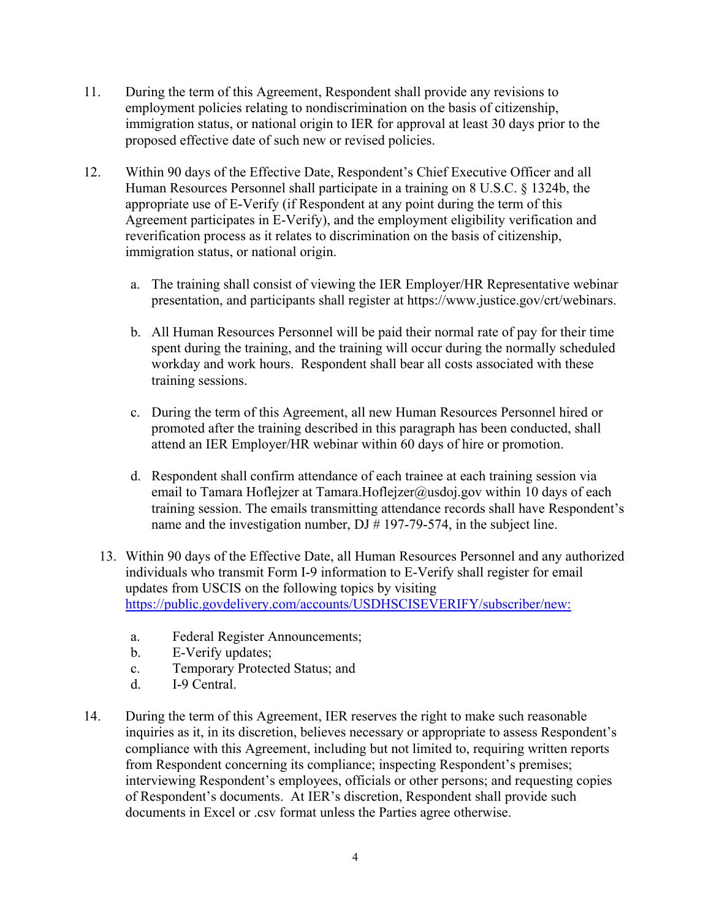11. During the term of this Agreement, Respondent shall provide any revisions to employment policies relating to nondiscrimination on the basis of citizenship, immigration status, or national origin to IER for approval at least 30 days prior to the proposed effective date of such new or revised policies.

12. Within 90 days of the Effective Date, Respondent's Chief Executive Officer and all Human Resources Personnel shall participate in a training on 8 U.S.C. § 1324b, the appropriate use of E-Verify (if Respondent at any point during the term of this Agreement participates in E-Verify), and the employment eligibility verification and reverification process as it relates to discrimination on the basis of citizenship, immigration status, or national origin.

    a. The training shall consist of viewing the IER Employer/HR Representative webinar presentation, and participants shall register at https://www.justice.gov/crt/webinars.

    b. All Human Resources Personnel will be paid their normal rate of pay for their time spent during the training, and the training will occur during the normally scheduled workday and work hours. Respondent shall bear all costs associated with these training sessions.

    c. During the term of this Agreement, all new Human Resources Personnel hired or promoted after the training described in this paragraph has been conducted, shall attend an IER Employer/HR webinar within 60 days of hire or promotion.

    d. Respondent shall confirm attendance of each trainee at each training session via email to Tamara Hoflejzer at Tamara.Hoflejzer@usdoj.gov within 10 days of each training session. The emails transmitting attendance records shall have Respondent's name and the investigation number, DJ # 197-79-574, in the subject line.

13. Within 90 days of the Effective Date, all Human Resources Personnel and any authorized individuals who transmit Form I-9 information to E-Verify shall register for email updates from USCIS on the following topics by visiting https://public.govdelivery.com/accounts/USDHSCISEVERIFY/subscriber/new:

    a. Federal Register Announcements;
    b. E-Verify updates;
    c. Temporary Protected Status; and
    d. I-9 Central.

14. During the term of this Agreement, IER reserves the right to make such reasonable inquiries as it, in its discretion, believes necessary or appropriate to assess Respondent's compliance with this Agreement, including but not limited to, requiring written reports from Respondent concerning its compliance; inspecting Respondent's premises; interviewing Respondent's employees, officials or other persons; and requesting copies of Respondent's documents. At IER's discretion, Respondent shall provide such documents in Excel or .csv format unless the Parties agree otherwise.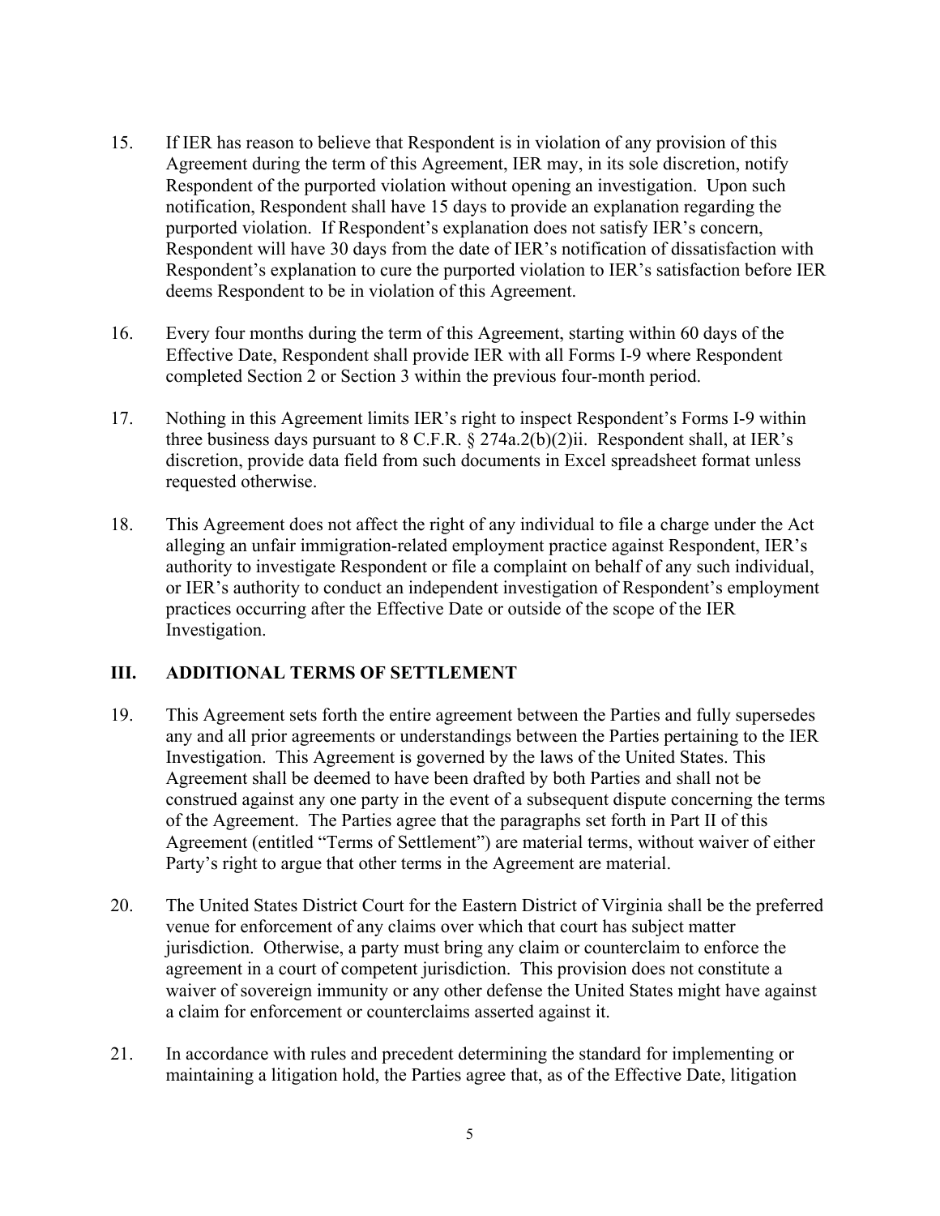15. If IER has reason to believe that Respondent is in violation of any provision of this Agreement during the term of this Agreement, IER may, in its sole discretion, notify Respondent of the purported violation without opening an investigation. Upon such notification, Respondent shall have 15 days to provide an explanation regarding the purported violation. If Respondent's explanation does not satisfy IER's concern, Respondent will have 30 days from the date of IER's notification of dissatisfaction with Respondent's explanation to cure the purported violation to IER's satisfaction before IER deems Respondent to be in violation of this Agreement.

16. Every four months during the term of this Agreement, starting within 60 days of the Effective Date, Respondent shall provide IER with all Forms I-9 where Respondent completed Section 2 or Section 3 within the previous four-month period.

17. Nothing in this Agreement limits IER's right to inspect Respondent's Forms I-9 within three business days pursuant to 8 C.F.R. § 274a.2(b)(2)ii. Respondent shall, at IER's discretion, provide data field from such documents in Excel spreadsheet format unless requested otherwise.

18. This Agreement does not affect the right of any individual to file a charge under the Act alleging an unfair immigration-related employment practice against Respondent, IER's authority to investigate Respondent or file a complaint on behalf of any such individual, or IER's authority to conduct an independent investigation of Respondent's employment practices occurring after the Effective Date or outside of the scope of the IER Investigation.

## III. ADDITIONAL TERMS OF SETTLEMENT

19. This Agreement sets forth the entire agreement between the Parties and fully supersedes any and all prior agreements or understandings between the Parties pertaining to the IER Investigation. This Agreement is governed by the laws of the United States. This Agreement shall be deemed to have been drafted by both Parties and shall not be construed against any one party in the event of a subsequent dispute concerning the terms of the Agreement. The Parties agree that the paragraphs set forth in Part II of this Agreement (entitled "Terms of Settlement") are material terms, without waiver of either Party's right to argue that other terms in the Agreement are material.

20. The United States District Court for the Eastern District of Virginia shall be the preferred venue for enforcement of any claims over which that court has subject matter jurisdiction. Otherwise, a party must bring any claim or counterclaim to enforce the agreement in a court of competent jurisdiction. This provision does not constitute a waiver of sovereign immunity or any other defense the United States might have against a claim for enforcement or counterclaims asserted against it.

21. In accordance with rules and precedent determining the standard for implementing or maintaining a litigation hold, the Parties agree that, as of the Effective Date, litigation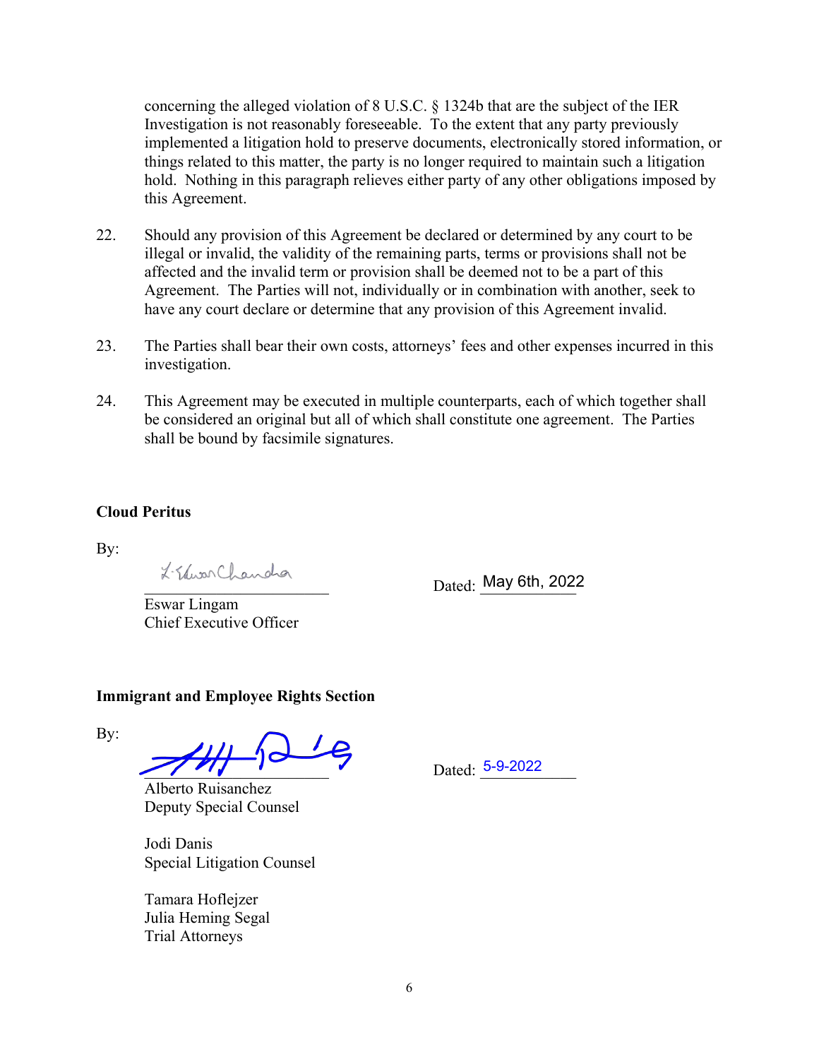concerning the alleged violation of 8 U.S.C. § 1324b that are the subject of the IER Investigation is not reasonably foreseeable. To the extent that any party previously implemented a litigation hold to preserve documents, electronically stored information, or things related to this matter, the party is no longer required to maintain such a litigation hold. Nothing in this paragraph relieves either party of any other obligations imposed by this Agreement.

22. Should any provision of this Agreement be declared or determined by any court to be illegal or invalid, the validity of the remaining parts, terms or provisions shall not be affected and the invalid term or provision shall be deemed not to be a part of this Agreement. The Parties will not, individually or in combination with another, seek to have any court declare or determine that any provision of this Agreement invalid.

23. The Parties shall bear their own costs, attorneys' fees and other expenses incurred in this investigation.

24. This Agreement may be executed in multiple counterparts, each of which together shall be considered an original but all of which shall constitute one agreement. The Parties shall be bound by facsimile signatures.

**Cloud Peritus**

By:

Eswar Lingam
Chief Executive Officer

Dated: May 6th, 2022

**Immigrant and Employee Rights Section**

By:

Alberto Ruisanchez
Deputy Special Counsel

Dated: 5-9-2022

Jodi Danis
Special Litigation Counsel

Tamara Hoflejzer
Julia Heming Segal
Trial Attorneys